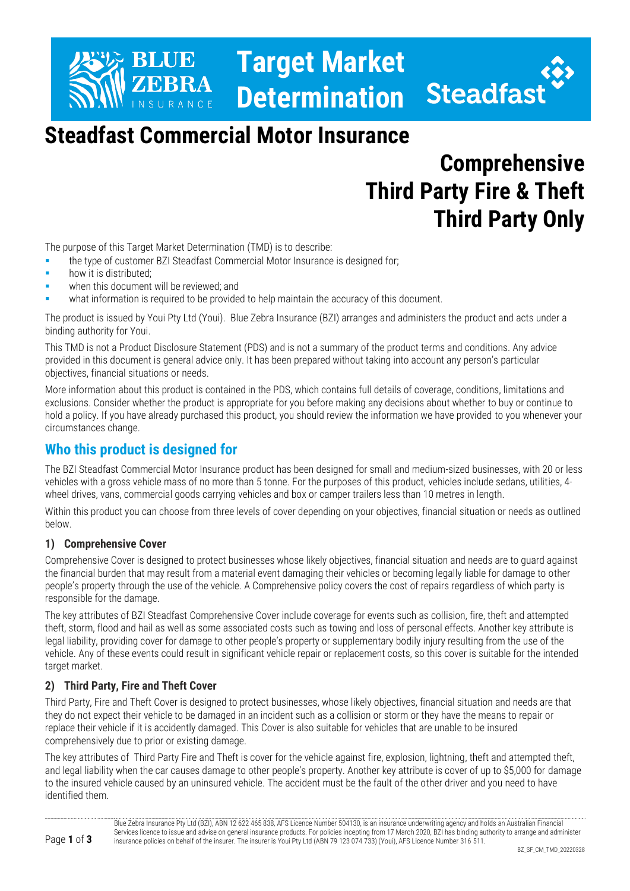# Target Market Determination

# Steadfast Commercial Motor Insurance

## Comprehensive
## Third Party Fire & Theft
## Third Party Only

The purpose of this Target Market Determination (TMD) is to describe:

- the type of customer BZI Steadfast Commercial Motor Insurance is designed for;
- how it is distributed;
- when this document will be reviewed; and
- what information is required to be provided to help maintain the accuracy of this document.

The product is issued by Youi Pty Ltd (Youi). Blue Zebra Insurance (BZI) arranges and administers the product and acts under a binding authority for Youi.

This TMD is not a Product Disclosure Statement (PDS) and is not a summary of the product terms and conditions. Any advice provided in this document is general advice only. It has been prepared without taking into account any person's particular objectives, financial situations or needs.

More information about this product is contained in the PDS, which contains full details of coverage, conditions, limitations and exclusions. Consider whether the product is appropriate for you before making any decisions about whether to buy or continue to hold a policy. If you have already purchased this product, you should review the information we have provided to you whenever your circumstances change.

## Who this product is designed for

The BZI Steadfast Commercial Motor Insurance product has been designed for small and medium-sized businesses, with 20 or less vehicles with a gross vehicle mass of no more than 5 tonne. For the purposes of this product, vehicles include sedans, utilities, 4-wheel drives, vans, commercial goods carrying vehicles and box or camper trailers less than 10 metres in length.

Within this product you can choose from three levels of cover depending on your objectives, financial situation or needs as outlined below.

### 1) Comprehensive Cover

Comprehensive Cover is designed to protect businesses whose likely objectives, financial situation and needs are to guard against the financial burden that may result from a material event damaging their vehicles or becoming legally liable for damage to other people's property through the use of the vehicle. A Comprehensive policy covers the cost of repairs regardless of which party is responsible for the damage.

The key attributes of BZI Steadfast Comprehensive Cover include coverage for events such as collision, fire, theft and attempted theft, storm, flood and hail as well as some associated costs such as towing and loss of personal effects. Another key attribute is legal liability, providing cover for damage to other people's property or supplementary bodily injury resulting from the use of the vehicle. Any of these events could result in significant vehicle repair or replacement costs, so this cover is suitable for the intended target market.

### 2) Third Party, Fire and Theft Cover

Third Party, Fire and Theft Cover is designed to protect businesses, whose likely objectives, financial situation and needs are that they do not expect their vehicle to be damaged in an incident such as a collision or storm or they have the means to repair or replace their vehicle if it is accidently damaged. This Cover is also suitable for vehicles that are unable to be insured comprehensively due to prior or existing damage.

The key attributes of Third Party Fire and Theft is cover for the vehicle against fire, explosion, lightning, theft and attempted theft, and legal liability when the car causes damage to other people's property. Another key attribute is cover of up to $5,000 for damage to the insured vehicle caused by an uninsured vehicle. The accident must be the fault of the other driver and you need to have identified them.

Blue Zebra Insurance Pty Ltd (BZI), ABN 12 622 465 838, AFS Licence Number 504130, is an insurance underwriting agency and holds an Australian Financial Services licence to issue and advise on general insurance products. For policies incepting from 17 March 2020, BZI has binding authority to arrange and administer insurance policies on behalf of the insurer. The insurer is Youi Pty Ltd (ABN 79 123 074 733) (Youi), AFS Licence Number 316 511.

BZ_SF_CM_TMD_20220328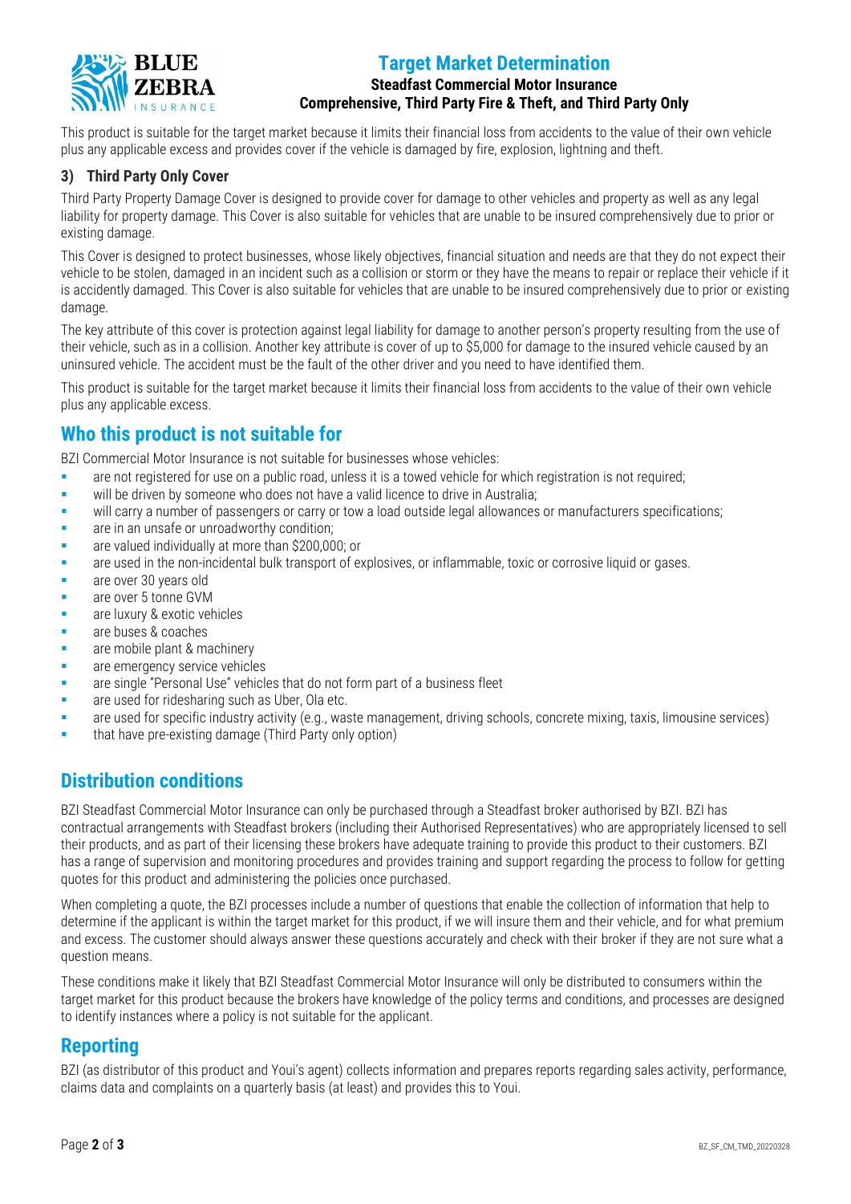This product is suitable for the target market because it limits their financial loss from accidents to the value of their own vehicle plus any applicable excess and provides cover if the vehicle is damaged by fire, explosion, lightning and theft.

### 3) Third Party Only Cover

Third Party Property Damage Cover is designed to provide cover for damage to other vehicles and property as well as any legal liability for property damage. This Cover is also suitable for vehicles that are unable to be insured comprehensively due to prior or existing damage.

This Cover is designed to protect businesses, whose likely objectives, financial situation and needs are that they do not expect their vehicle to be stolen, damaged in an incident such as a collision or storm or they have the means to repair or replace their vehicle if it is accidently damaged. This Cover is also suitable for vehicles that are unable to be insured comprehensively due to prior or existing damage.

The key attribute of this cover is protection against legal liability for damage to another person's property resulting from the use of their vehicle, such as in a collision. Another key attribute is cover of up to $5,000 for damage to the insured vehicle caused by an uninsured vehicle. The accident must be the fault of the other driver and you need to have identified them.

This product is suitable for the target market because it limits their financial loss from accidents to the value of their own vehicle plus any applicable excess.

## Who this product is not suitable for

BZI Commercial Motor Insurance is not suitable for businesses whose vehicles:

- are not registered for use on a public road, unless it is a towed vehicle for which registration is not required;
- will be driven by someone who does not have a valid licence to drive in Australia;
- will carry a number of passengers or carry or tow a load outside legal allowances or manufacturers specifications;
- are in an unsafe or unroadworthy condition;
- are valued individually at more than $200,000; or
- are used in the non-incidental bulk transport of explosives, or inflammable, toxic or corrosive liquid or gases.
- are over 30 years old
- are over 5 tonne GVM
- are luxury & exotic vehicles
- are buses & coaches
- are mobile plant & machinery
- are emergency service vehicles
- are single "Personal Use" vehicles that do not form part of a business fleet
- are used for ridesharing such as Uber, Ola etc.
- are used for specific industry activity (e.g., waste management, driving schools, concrete mixing, taxis, limousine services)
- that have pre-existing damage (Third Party only option)

## Distribution conditions

BZI Steadfast Commercial Motor Insurance can only be purchased through a Steadfast broker authorised by BZI. BZI has contractual arrangements with Steadfast brokers (including their Authorised Representatives) who are appropriately licensed to sell their products, and as part of their licensing these brokers have adequate training to provide this product to their customers. BZI has a range of supervision and monitoring procedures and provides training and support regarding the process to follow for getting quotes for this product and administering the policies once purchased.

When completing a quote, the BZI processes include a number of questions that enable the collection of information that help to determine if the applicant is within the target market for this product, if we will insure them and their vehicle, and for what premium and excess. The customer should always answer these questions accurately and check with their broker if they are not sure what a question means.

These conditions make it likely that BZI Steadfast Commercial Motor Insurance will only be distributed to consumers within the target market for this product because the brokers have knowledge of the policy terms and conditions, and processes are designed to identify instances where a policy is not suitable for the applicant.

## Reporting

BZI (as distributor of this product and Youi's agent) collects information and prepares reports regarding sales activity, performance, claims data and complaints on a quarterly basis (at least) and provides this to Youi.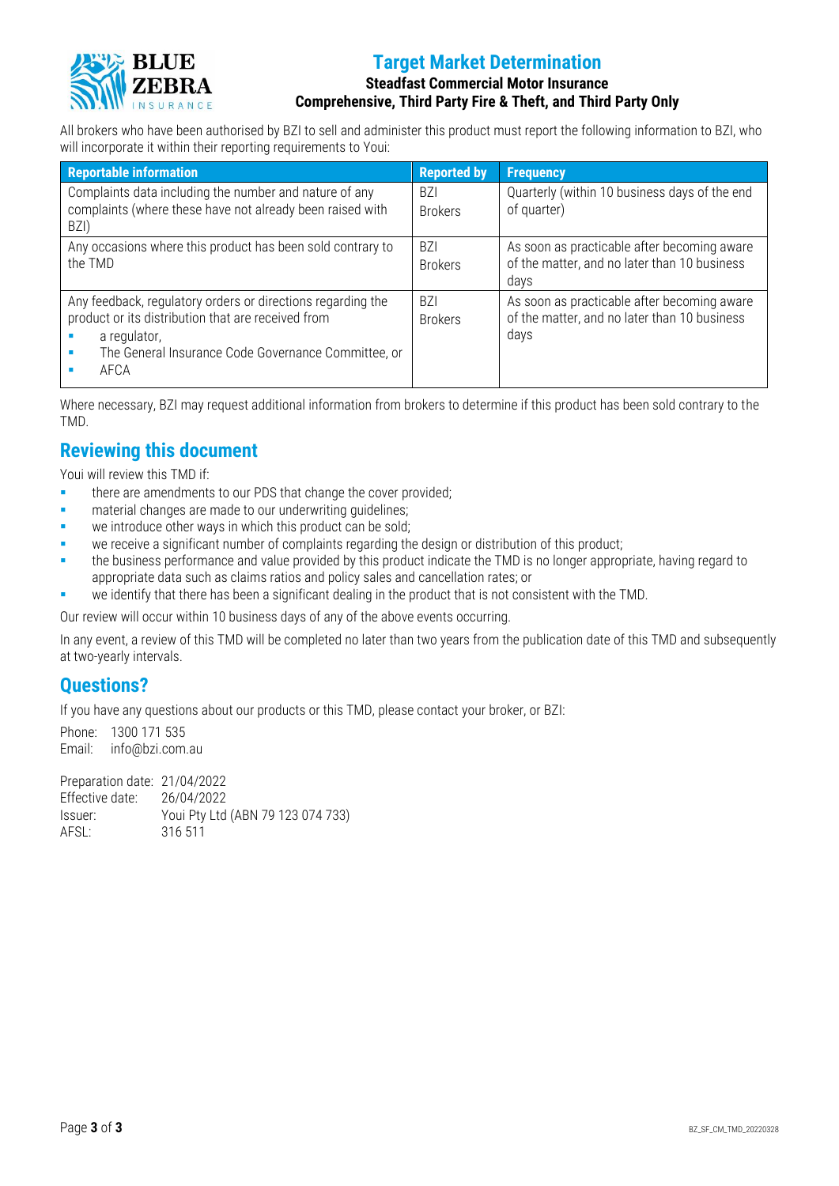# Target Market Determination

**Steadfast Commercial Motor Insurance**
**Comprehensive, Third Party Fire & Theft, and Third Party Only**

All brokers who have been authorised by BZI to sell and administer this product must report the following information to BZI, who will incorporate it within their reporting requirements to Youi:

| Reportable information | Reported by | Frequency |
|---|---|---|
| Complaints data including the number and nature of any complaints (where these have not already been raised with BZI) | BZI Brokers | Quarterly (within 10 business days of the end of quarter) |
| Any occasions where this product has been sold contrary to the TMD | BZI Brokers | As soon as practicable after becoming aware of the matter, and no later than 10 business days |
| Any feedback, regulatory orders or directions regarding the product or its distribution that are received from<br>- a regulator,<br>- The General Insurance Code Governance Committee, or<br>- AFCA | BZI Brokers | As soon as practicable after becoming aware of the matter, and no later than 10 business days |

Where necessary, BZI may request additional information from brokers to determine if this product has been sold contrary to the TMD.

## Reviewing this document

Youi will review this TMD if:

- there are amendments to our PDS that change the cover provided;
- material changes are made to our underwriting guidelines;
- we introduce other ways in which this product can be sold;
- we receive a significant number of complaints regarding the design or distribution of this product;
- the business performance and value provided by this product indicate the TMD is no longer appropriate, having regard to appropriate data such as claims ratios and policy sales and cancellation rates; or
- we identify that there has been a significant dealing in the product that is not consistent with the TMD.

Our review will occur within 10 business days of any of the above events occurring.

In any event, a review of this TMD will be completed no later than two years from the publication date of this TMD and subsequently at two-yearly intervals.

## Questions?

If you have any questions about our products or this TMD, please contact your broker, or BZI:

Phone: 1300 171 535
Email: info@bzi.com.au

Preparation date: 21/04/2022
Effective date: 26/04/2022
Issuer: Youi Pty Ltd (ABN 79 123 074 733)
AFSL: 316 511

BZ_SF_CM_TMD_20220328